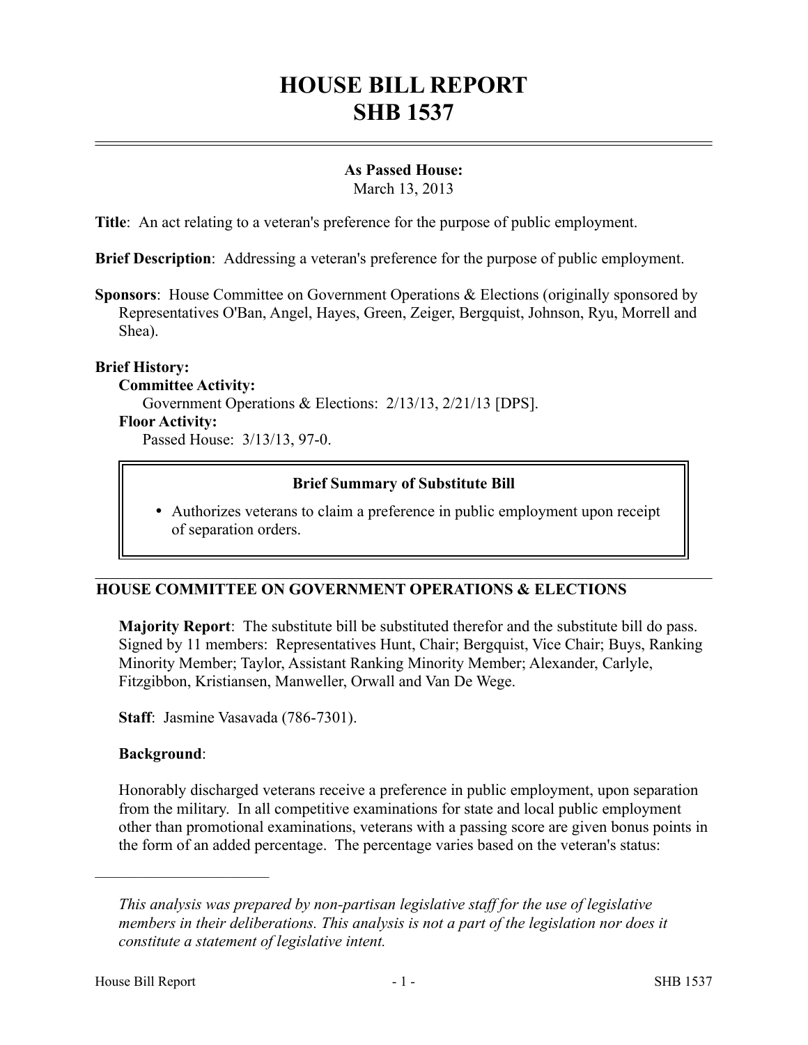# HOUSE BILL REPORT
# SHB 1537

**As Passed House:**
March 13, 2013

**Title**: An act relating to a veteran's preference for the purpose of public employment.

**Brief Description**: Addressing a veteran's preference for the purpose of public employment.

**Sponsors**: House Committee on Government Operations & Elections (originally sponsored by Representatives O'Ban, Angel, Hayes, Green, Zeiger, Bergquist, Johnson, Ryu, Morrell and Shea).

**Brief History:**

**Committee Activity:**

Government Operations & Elections: 2/13/13, 2/21/13 [DPS].

**Floor Activity:**

Passed House: 3/13/13, 97-0.

**Brief Summary of Substitute Bill**

- Authorizes veterans to claim a preference in public employment upon receipt of separation orders.

## HOUSE COMMITTEE ON GOVERNMENT OPERATIONS & ELECTIONS

**Majority Report**: The substitute bill be substituted therefor and the substitute bill do pass. Signed by 11 members: Representatives Hunt, Chair; Bergquist, Vice Chair; Buys, Ranking Minority Member; Taylor, Assistant Ranking Minority Member; Alexander, Carlyle, Fitzgibbon, Kristiansen, Manweller, Orwall and Van De Wege.

**Staff**: Jasmine Vasavada (786-7301).

**Background**:

Honorably discharged veterans receive a preference in public employment, upon separation from the military. In all competitive examinations for state and local public employment other than promotional examinations, veterans with a passing score are given bonus points in the form of an added percentage. The percentage varies based on the veteran's status:

*This analysis was prepared by non-partisan legislative staff for the use of legislative members in their deliberations. This analysis is not a part of the legislation nor does it constitute a statement of legislative intent.*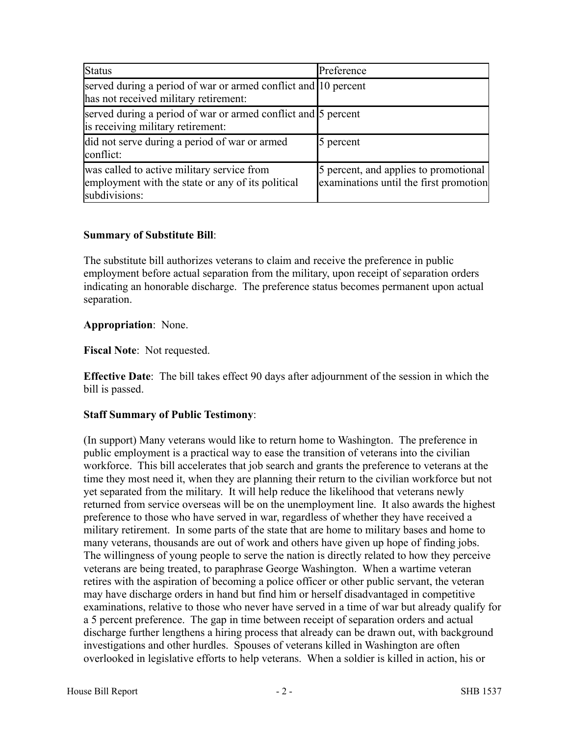| Status | Preference |
| --- | --- |
| served during a period of war or armed conflict and has not received military retirement: | 10 percent |
| served during a period of war or armed conflict and is receiving military retirement: | 5 percent |
| did not serve during a period of war or armed conflict: | 5 percent |
| was called to active military service from employment with the state or any of its political subdivisions: | 5 percent, and applies to promotional examinations until the first promotion |

**Summary of Substitute Bill**:

The substitute bill authorizes veterans to claim and receive the preference in public employment before actual separation from the military, upon receipt of separation orders indicating an honorable discharge. The preference status becomes permanent upon actual separation.

**Appropriation**: None.

**Fiscal Note**: Not requested.

**Effective Date**: The bill takes effect 90 days after adjournment of the session in which the bill is passed.

**Staff Summary of Public Testimony**:

(In support) Many veterans would like to return home to Washington. The preference in public employment is a practical way to ease the transition of veterans into the civilian workforce. This bill accelerates that job search and grants the preference to veterans at the time they most need it, when they are planning their return to the civilian workforce but not yet separated from the military. It will help reduce the likelihood that veterans newly returned from service overseas will be on the unemployment line. It also awards the highest preference to those who have served in war, regardless of whether they have received a military retirement. In some parts of the state that are home to military bases and home to many veterans, thousands are out of work and others have given up hope of finding jobs. The willingness of young people to serve the nation is directly related to how they perceive veterans are being treated, to paraphrase George Washington. When a wartime veteran retires with the aspiration of becoming a police officer or other public servant, the veteran may have discharge orders in hand but find him or herself disadvantaged in competitive examinations, relative to those who never have served in a time of war but already qualify for a 5 percent preference. The gap in time between receipt of separation orders and actual discharge further lengthens a hiring process that already can be drawn out, with background investigations and other hurdles. Spouses of veterans killed in Washington are often overlooked in legislative efforts to help veterans. When a soldier is killed in action, his or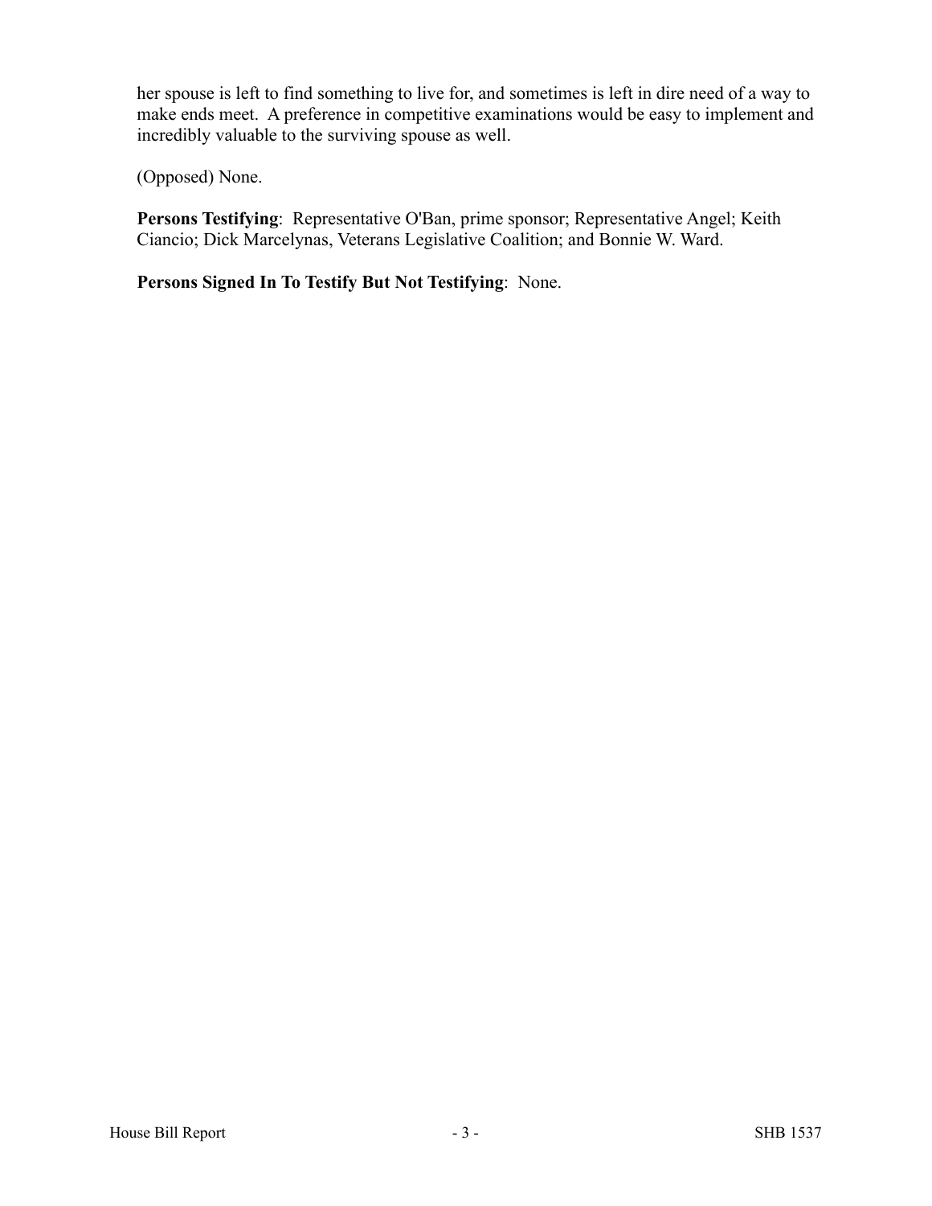her spouse is left to find something to live for, and sometimes is left in dire need of a way to make ends meet. A preference in competitive examinations would be easy to implement and incredibly valuable to the surviving spouse as well.

(Opposed) None.

**Persons Testifying**: Representative O'Ban, prime sponsor; Representative Angel; Keith Ciancio; Dick Marcelynas, Veterans Legislative Coalition; and Bonnie W. Ward.

**Persons Signed In To Testify But Not Testifying**: None.